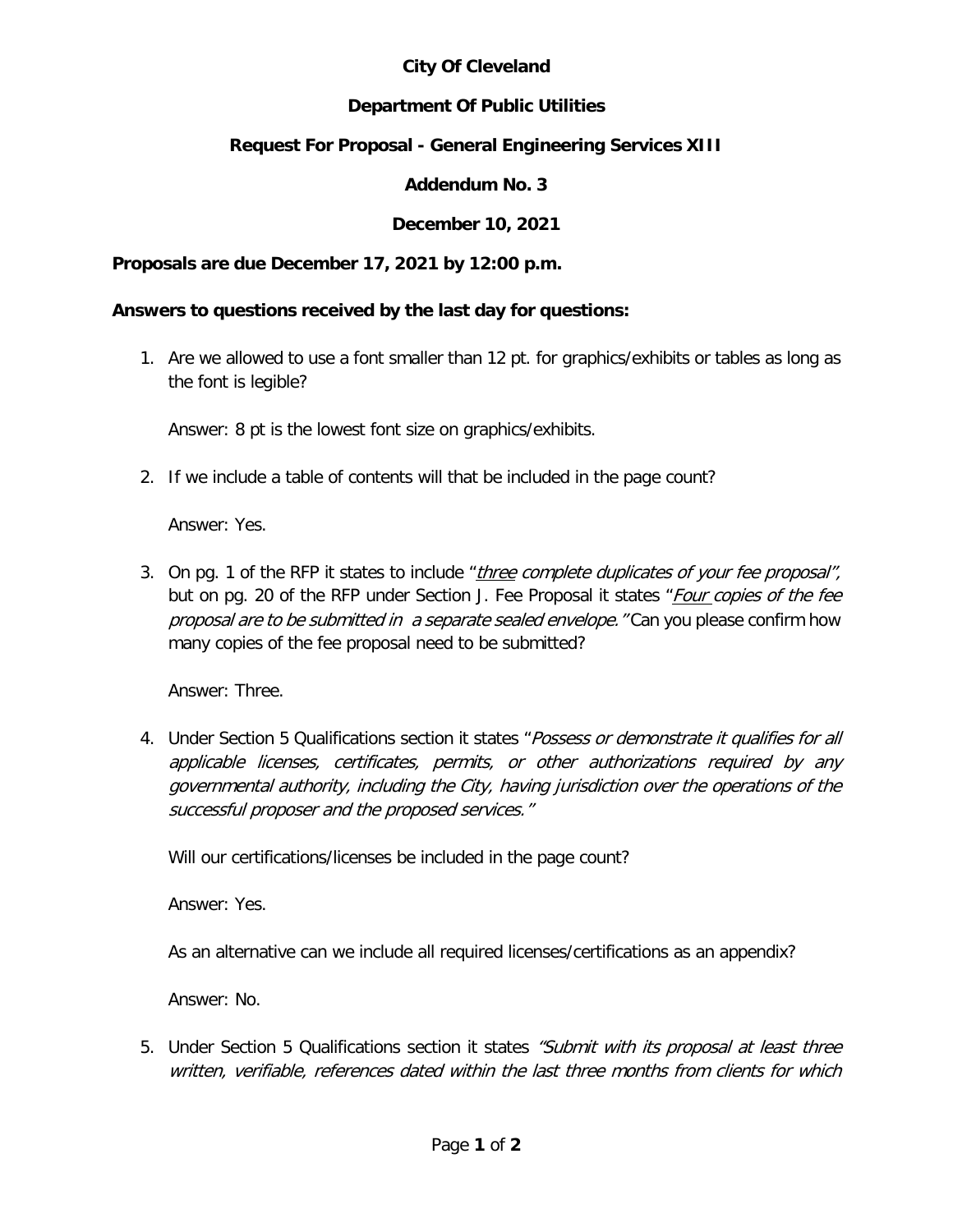**City Of Cleveland**

**Department Of Public Utilities**

**Request For Proposal - General Engineering Services XIII**

**Addendum No. 3**

**December 10, 2021**

**Proposals are due December 17, 2021 by 12:00 p.m.**

**Answers to questions received by the last day for questions:**

1. Are we allowed to use a font smaller than 12 pt. for graphics/exhibits or tables as long as the font is legible?

   Answer: 8 pt is the lowest font size on graphics/exhibits.

2. If we include a table of contents will that be included in the page count?

   Answer: Yes.

3. On pg. 1 of the RFP it states to include "*three complete duplicates of your fee proposal*", but on pg. 20 of the RFP under Section J. Fee Proposal it states "*Four copies of the fee proposal are to be submitted in a separate sealed envelope.*" Can you please confirm how many copies of the fee proposal need to be submitted?

   Answer: Three.

4. Under Section 5 Qualifications section it states "*Possess or demonstrate it qualifies for all applicable licenses, certificates, permits, or other authorizations required by any governmental authority, including the City, having jurisdiction over the operations of the successful proposer and the proposed services.*"

   Will our certifications/licenses be included in the page count?

   Answer: Yes.

   As an alternative can we include all required licenses/certifications as an appendix?

   Answer: No.

5. Under Section 5 Qualifications section it states *"Submit with its proposal at least three written, verifiable, references dated within the last three months from clients for which*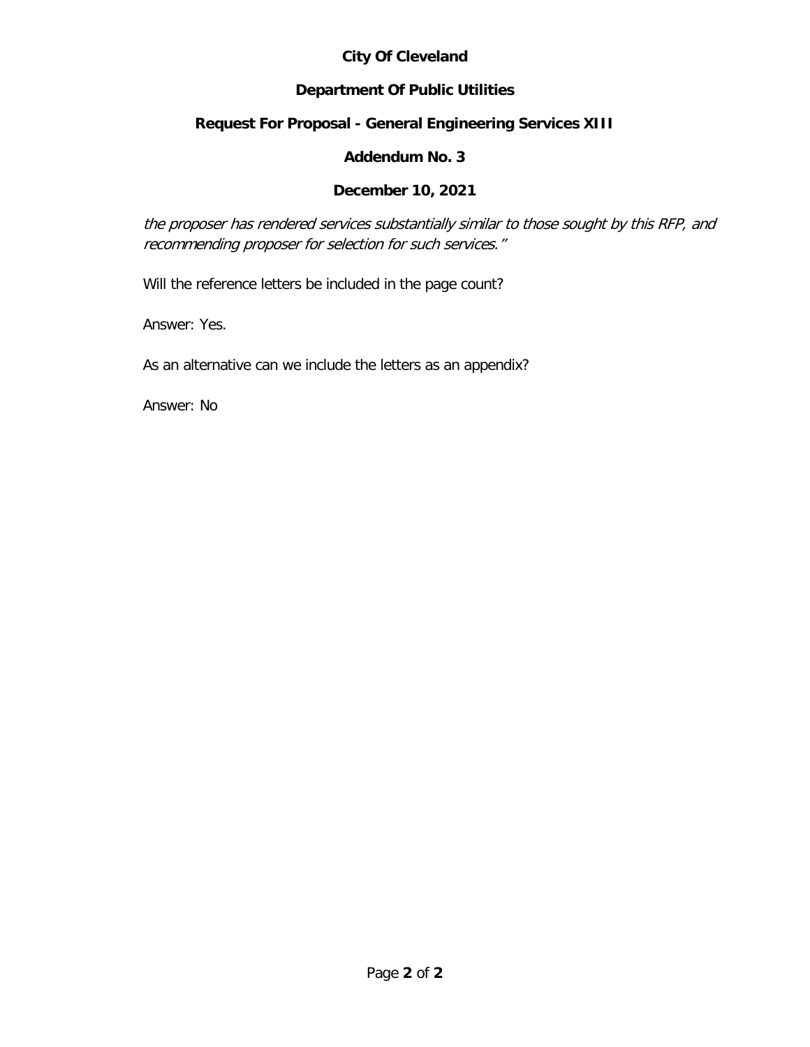*the proposer has rendered services substantially similar to those sought by this RFP, and recommending proposer for selection for such services."*

Will the reference letters be included in the page count?

Answer: Yes.

As an alternative can we include the letters as an appendix?

Answer: No